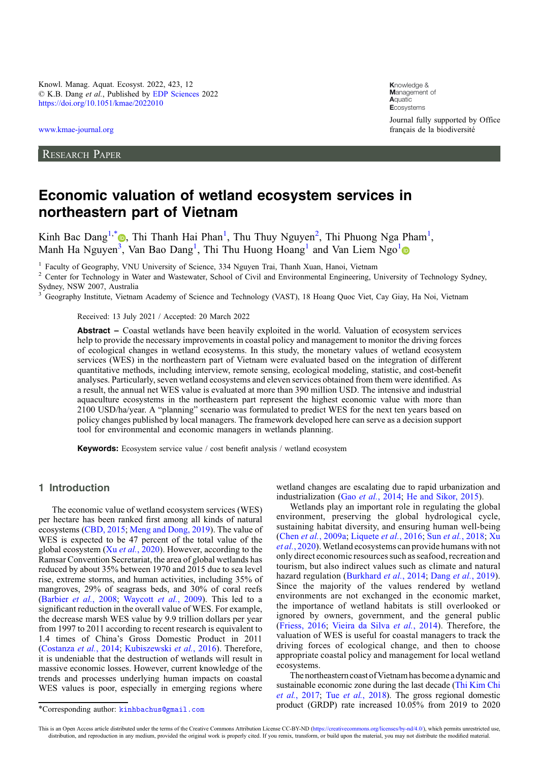Knowl. Manag. Aquat. Ecosyst. 2022, 423, 12
© K.B. Dang et al., Published by EDP Sciences 2022
https://doi.org/10.1051/kmae/2022010

www.kmae-journal.org

**K**nowledge & **M**anagement of **A**quatic **E**cosystems

Journal fully supported by Office français de la biodiversité

RESEARCH PAPER

# Economic valuation of wetland ecosystem services in northeastern part of Vietnam

Kinh Bac Dang[1,*], Thi Thanh Hai Phan[1], Thu Thuy Nguyen[2], Thi Phuong Nga Pham[1], Manh Ha Nguyen[3], Van Bao Dang[1], Thi Thu Huong Hoang[1] and Van Liem Ngo[1]

[1] Faculty of Geography, VNU University of Science, 334 Nguyen Trai, Thanh Xuan, Hanoi, Vietnam
[2] Center for Technology in Water and Wastewater, School of Civil and Environmental Engineering, University of Technology Sydney, Sydney, NSW 2007, Australia
[3] Geography Institute, Vietnam Academy of Science and Technology (VAST), 18 Hoang Quoc Viet, Cay Giay, Ha Noi, Vietnam

Received: 13 July 2021 / Accepted: 20 March 2022

**Abstract –** Coastal wetlands have been heavily exploited in the world. Valuation of ecosystem services help to provide the necessary improvements in coastal policy and management to monitor the driving forces of ecological changes in wetland ecosystems. In this study, the monetary values of wetland ecosystem services (WES) in the northeastern part of Vietnam were evaluated based on the integration of different quantitative methods, including interview, remote sensing, ecological modeling, statistic, and cost-benefit analyses. Particularly, seven wetland ecosystems and eleven services obtained from them were identified. As a result, the annual net WES value is evaluated at more than 390 million USD. The intensive and industrial aquaculture ecosystems in the northeastern part represent the highest economic value with more than 2100 USD/ha/year. A "planning" scenario was formulated to predict WES for the next ten years based on policy changes published by local managers. The framework developed here can serve as a decision support tool for environmental and economic managers in wetlands planning.

**Keywords:** Ecosystem service value / cost benefit analysis / wetland ecosystem

## 1 Introduction

The economic value of wetland ecosystem services (WES) per hectare has been ranked first among all kinds of natural ecosystems (CBD, 2015; Meng and Dong, 2019). The value of WES is expected to be 47 percent of the total value of the global ecosystem (Xu *et al.*, 2020). However, according to the Ramsar Convention Secretariat, the area of global wetlands has reduced by about 35% between 1970 and 2015 due to sea level rise, extreme storms, and human activities, including 35% of mangroves, 29% of seagrass beds, and 30% of coral reefs (Barbier *et al.*, 2008; Waycott *et al.*, 2009). This led to a significant reduction in the overall value of WES. For example, the decrease marsh WES value by 9.9 trillion dollars per year from 1997 to 2011 according to recent research is equivalent to 1.4 times of China's Gross Domestic Product in 2011 (Costanza *et al.*, 2014; Kubiszewski *et al.*, 2016). Therefore, it is undeniable that the destruction of wetlands will result in massive economic losses. However, current knowledge of the trends and processes underlying human impacts on coastal WES values is poor, especially in emerging regions where wetland changes are escalating due to rapid urbanization and industrialization (Gao *et al.*, 2014; He and Sikor, 2015).

Wetlands play an important role in regulating the global environment, preserving the global hydrological cycle, sustaining habitat diversity, and ensuring human well-being (Chen *et al.*, 2009a; Liquete *et al.*, 2016; Sun *et al.*, 2018; Xu *et al.*, 2020). Wetland ecosystems can provide humans with not only direct economic resources such as seafood, recreation and tourism, but also indirect values such as climate and natural hazard regulation (Burkhard *et al.*, 2014; Dang *et al.*, 2019). Since the majority of the values rendered by wetland environments are not exchanged in the economic market, the importance of wetland habitats is still overlooked or ignored by owners, government, and the general public (Friess, 2016; Vieira da Silva *et al.*, 2014). Therefore, the valuation of WES is useful for coastal managers to track the driving forces of ecological change, and then to choose appropriate coastal policy and management for local wetland ecosystems.

The northeastern coast of Vietnam has become a dynamic and sustainable economic zone during the last decade (Thi Kim Chi *et al.*, 2017; Tue *et al.*, 2018). The gross regional domestic product (GRDP) rate increased 10.05% from 2019 to 2020

*Corresponding author: kinhbachus@gmail.com

This is an Open Access article distributed under the terms of the Creative Commons Attribution License CC-BY-ND (https://creativecommons.org/licenses/by-nd/4.0/), which permits unrestricted use, distribution, and reproduction in any medium, provided the original work is properly cited. If you remix, transform, or build upon the material, you may not distribute the modified material.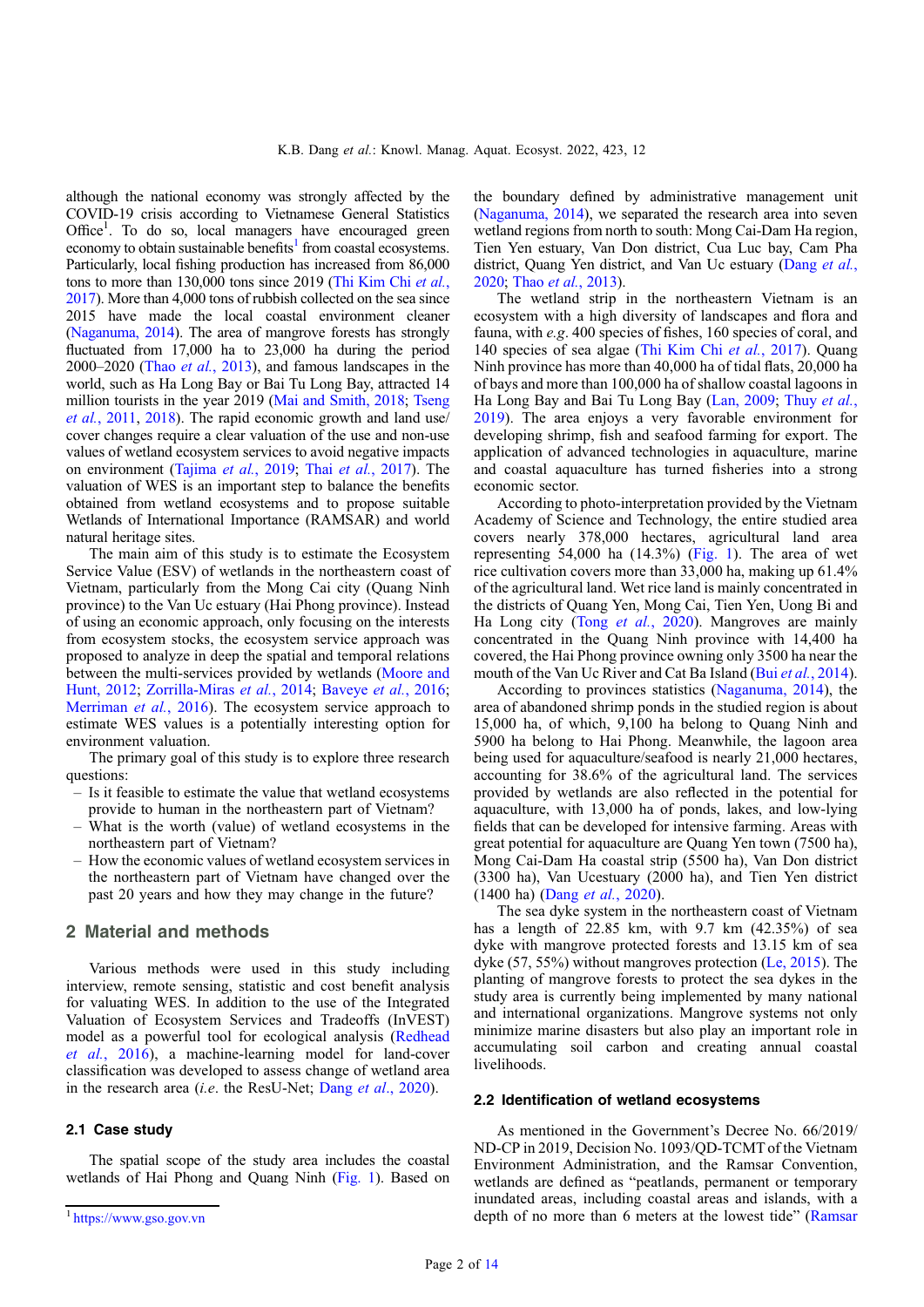although the national economy was strongly affected by the COVID-19 crisis according to Vietnamese General Statistics Office[1]. To do so, local managers have encouraged green economy to obtain sustainable benefits[1] from coastal ecosystems. Particularly, local fishing production has increased from 86,000 tons to more than 130,000 tons since 2019 (Thi Kim Chi *et al.*, 2017). More than 4,000 tons of rubbish collected on the sea since 2015 have made the local coastal environment cleaner (Naganuma, 2014). The area of mangrove forests has strongly fluctuated from 17,000 ha to 23,000 ha during the period 2000–2020 (Thao *et al.*, 2013), and famous landscapes in the world, such as Ha Long Bay or Bai Tu Long Bay, attracted 14 million tourists in the year 2019 (Mai and Smith, 2018; Tseng *et al.*, 2011, 2018). The rapid economic growth and land use/cover changes require a clear valuation of the use and non-use values of wetland ecosystem services to avoid negative impacts on environment (Tajima *et al.*, 2019; Thai *et al.*, 2017). The valuation of WES is an important step to balance the benefits obtained from wetland ecosystems and to propose suitable Wetlands of International Importance (RAMSAR) and world natural heritage sites.

The main aim of this study is to estimate the Ecosystem Service Value (ESV) of wetlands in the northeastern coast of Vietnam, particularly from the Mong Cai city (Quang Ninh province) to the Van Uc estuary (Hai Phong province). Instead of using an economic approach, only focusing on the interests from ecosystem stocks, the ecosystem service approach was proposed to analyze in deep the spatial and temporal relations between the multi-services provided by wetlands (Moore and Hunt, 2012; Zorrilla-Miras *et al.*, 2014; Baveye *et al.*, 2016; Merriman *et al.*, 2016). The ecosystem service approach to estimate WES values is a potentially interesting option for environment valuation.

The primary goal of this study is to explore three research questions:

- Is it feasible to estimate the value that wetland ecosystems provide to human in the northeastern part of Vietnam?
- What is the worth (value) of wetland ecosystems in the northeastern part of Vietnam?
- How the economic values of wetland ecosystem services in the northeastern part of Vietnam have changed over the past 20 years and how they may change in the future?

## 2 Material and methods

Various methods were used in this study including interview, remote sensing, statistic and cost benefit analysis for valuating WES. In addition to the use of the Integrated Valuation of Ecosystem Services and Tradeoffs (InVEST) model as a powerful tool for ecological analysis (Redhead *et al.*, 2016), a machine-learning model for land-cover classification was developed to assess change of wetland area in the research area (*i.e.* the ResU-Net; Dang *et al.*, 2020).

### 2.1 Case study

The spatial scope of the study area includes the coastal wetlands of Hai Phong and Quang Ninh (Fig. 1). Based on the boundary defined by administrative management unit (Naganuma, 2014), we separated the research area into seven wetland regions from north to south: Mong Cai-Dam Ha region, Tien Yen estuary, Van Don district, Cua Luc bay, Cam Pha district, Quang Yen district, and Van Uc estuary (Dang *et al.*, 2020; Thao *et al.*, 2013).

The wetland strip in the northeastern Vietnam is an ecosystem with a high diversity of landscapes and flora and fauna, with *e.g.* 400 species of fishes, 160 species of coral, and 140 species of sea algae (Thi Kim Chi *et al.*, 2017). Quang Ninh province has more than 40,000 ha of tidal flats, 20,000 ha of bays and more than 100,000 ha of shallow coastal lagoons in Ha Long Bay and Bai Tu Long Bay (Lan, 2009; Thuy *et al.*, 2019). The area enjoys a very favorable environment for developing shrimp, fish and seafood farming for export. The application of advanced technologies in aquaculture, marine and coastal aquaculture has turned fisheries into a strong economic sector.

According to photo-interpretation provided by the Vietnam Academy of Science and Technology, the entire studied area covers nearly 378,000 hectares, agricultural land area representing 54,000 ha (14.3%) (Fig. 1). The area of wet rice cultivation covers more than 33,000 ha, making up 61.4% of the agricultural land. Wet rice land is mainly concentrated in the districts of Quang Yen, Mong Cai, Tien Yen, Uong Bi and Ha Long city (Tong *et al.*, 2020). Mangroves are mainly concentrated in the Quang Ninh province with 14,400 ha covered, the Hai Phong province owning only 3500 ha near the mouth of the Van Uc River and Cat Ba Island (Bui *et al.*, 2014).

According to provinces statistics (Naganuma, 2014), the area of abandoned shrimp ponds in the studied region is about 15,000 ha, of which, 9,100 ha belong to Quang Ninh and 5900 ha belong to Hai Phong. Meanwhile, the lagoon area being used for aquaculture/seafood is nearly 21,000 hectares, accounting for 38.6% of the agricultural land. The services provided by wetlands are also reflected in the potential for aquaculture, with 13,000 ha of ponds, lakes, and low-lying fields that can be developed for intensive farming. Areas with great potential for aquaculture are Quang Yen town (7500 ha), Mong Cai-Dam Ha coastal strip (5500 ha), Van Don district (3300 ha), Van Ucestuary (2000 ha), and Tien Yen district (1400 ha) (Dang *et al.*, 2020).

The sea dyke system in the northeastern coast of Vietnam has a length of 22.85 km, with 9.7 km (42.35%) of sea dyke with mangrove protected forests and 13.15 km of sea dyke (57, 55%) without mangroves protection (Le, 2015). The planting of mangrove forests to protect the sea dykes in the study area is currently being implemented by many national and international organizations. Mangrove systems not only minimize marine disasters but also play an important role in accumulating soil carbon and creating annual coastal livelihoods.

### 2.2 Identification of wetland ecosystems

As mentioned in the Government's Decree No. 66/2019/ND-CP in 2019, Decision No. 1093/QD-TCMT of the Vietnam Environment Administration, and the Ramsar Convention, wetlands are defined as "peatlands, permanent or temporary inundated areas, including coastal areas and islands, with a depth of no more than 6 meters at the lowest tide" (Ramsar

[1] https://www.gso.gov.vn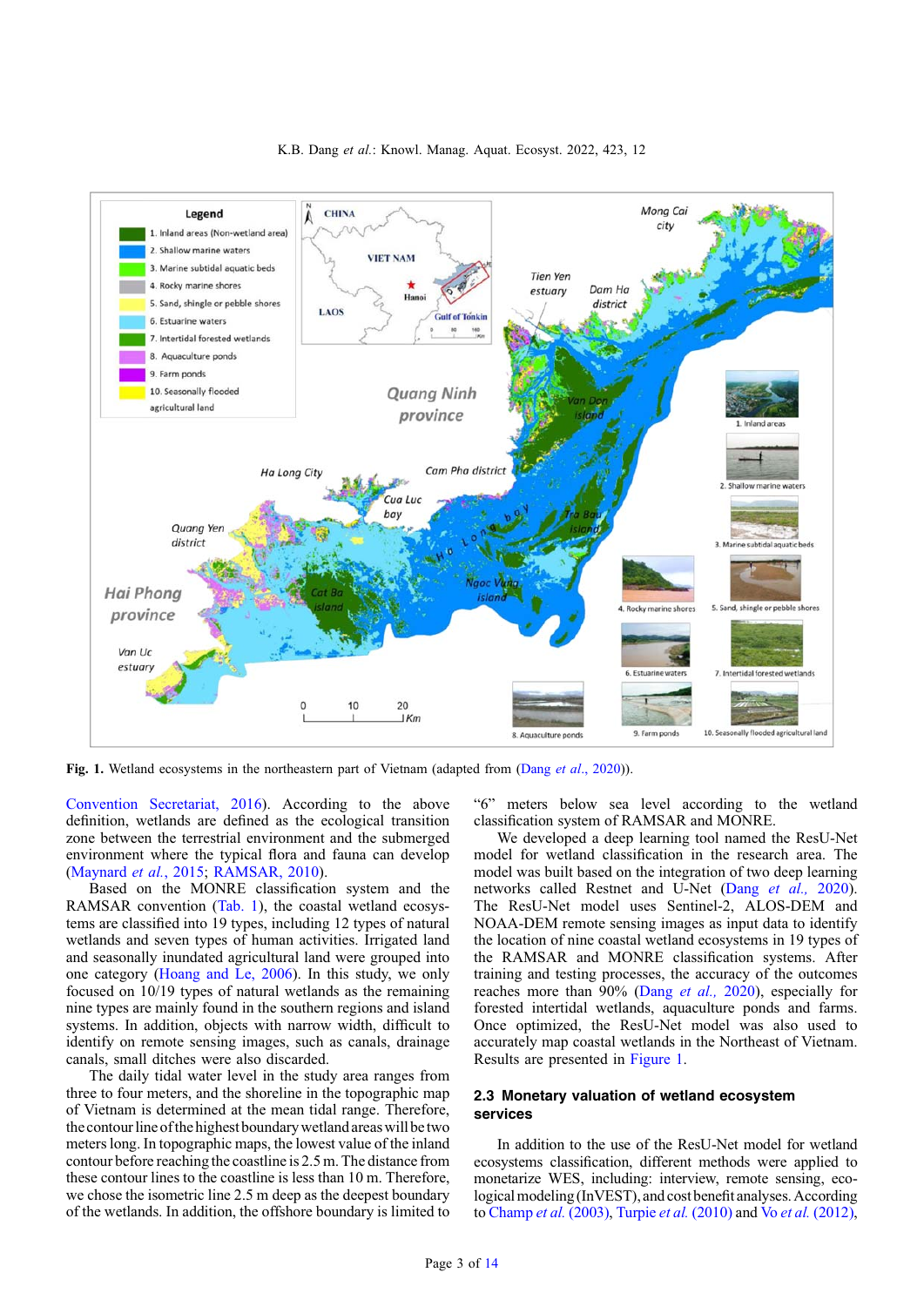Legend

1. Inland areas (Non-wetland area)
2. Shallow marine waters
3. Marine subtidal aquatic beds
4. Rocky marine shores
5. Sand, shingle or pebble shores
6. Estuarine waters
7. Intertidal forested wetlands
8. Aquaculture ponds
9. Farm ponds
10. Seasonally flooded agricultural land

CHINA

VIET NAM

Hanoi

LAOS

Gulf of Tonkin

Mong Cai city

Tien Yen estuary

Dam Ha district

Quang Ninh province

Van Don island

Ha Long City

Cam Pha district

Cua Luc bay

Quang Yen district

Ha Long bay

Tra Ban island

Hai Phong province

Cat Ba island

Ngoc Vung island

Van Uc estuary

0 10 20 Km

1. Inland areas

2. Shallow marine waters

3. Marine subtidal aquatic beds

4. Rocky marine shores

5. Sand, shingle or pebble shores

6. Estuarine waters

7. Intertidal forested wetlands

8. Aquaculture ponds

9. Farm ponds

10. Seasonally flooded agricultural land

**Fig. 1.** Wetland ecosystems in the northeastern part of Vietnam (adapted from (Dang *et al.*, 2020)).

Convention Secretariat, 2016). According to the above definition, wetlands are defined as the ecological transition zone between the terrestrial environment and the submerged environment where the typical flora and fauna can develop (Maynard *et al.*, 2015; RAMSAR, 2010).

Based on the MONRE classification system and the RAMSAR convention (Tab. 1), the coastal wetland ecosystems are classified into 19 types, including 12 types of natural wetlands and seven types of human activities. Irrigated land and seasonally inundated agricultural land were grouped into one category (Hoang and Le, 2006). In this study, we only focused on 10/19 types of natural wetlands as the remaining nine types are mainly found in the southern regions and island systems. In addition, objects with narrow width, difficult to identify on remote sensing images, such as canals, drainage canals, small ditches were also discarded.

The daily tidal water level in the study area ranges from three to four meters, and the shoreline in the topographic map of Vietnam is determined at the mean tidal range. Therefore, the contour line of the highest boundary wetland areas will be two meters long. In topographic maps, the lowest value of the inland contour before reaching the coastline is 2.5 m. The distance from these contour lines to the coastline is less than 10 m. Therefore, we chose the isometric line 2.5 m deep as the deepest boundary of the wetlands. In addition, the offshore boundary is limited to "6" meters below sea level according to the wetland classification system of RAMSAR and MONRE.

We developed a deep learning tool named the ResU-Net model for wetland classification in the research area. The model was built based on the integration of two deep learning networks called Restnet and U-Net (Dang *et al.,* 2020). The ResU-Net model uses Sentinel-2, ALOS-DEM and NOAA-DEM remote sensing images as input data to identify the location of nine coastal wetland ecosystems in 19 types of the RAMSAR and MONRE classification systems. After training and testing processes, the accuracy of the outcomes reaches more than 90% (Dang *et al.,* 2020), especially for forested intertidal wetlands, aquaculture ponds and farms. Once optimized, the ResU-Net model was also used to accurately map coastal wetlands in the Northeast of Vietnam. Results are presented in Figure 1.

## 2.3 Monetary valuation of wetland ecosystem services

In addition to the use of the ResU-Net model for wetland ecosystems classification, different methods were applied to monetarize WES, including: interview, remote sensing, ecological modeling (InVEST), and cost benefit analyses. According to Champ *et al.* (2003), Turpie *et al.* (2010) and Vo *et al.* (2012),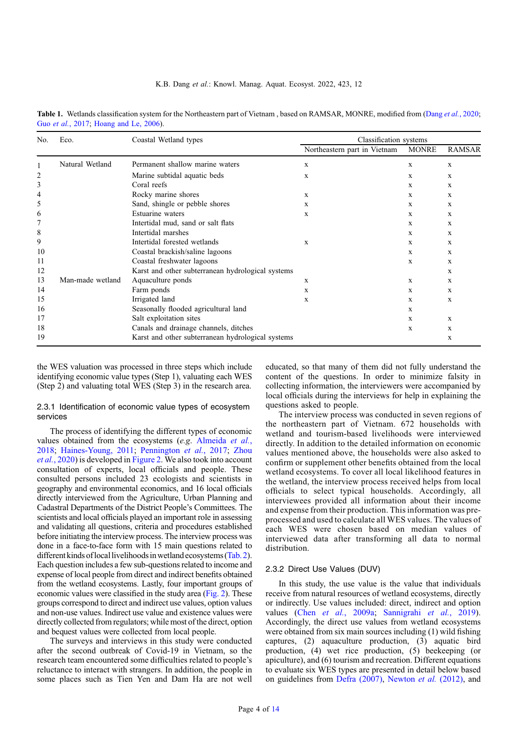**Table 1.** Wetlands classification system for the Northeastern part of Vietnam , based on RAMSAR, MONRE, modified from (Dang *et al.*, 2020; Guo *et al.*, 2017; Hoang and Le, 2006).

| No. | Eco. | Coastal Wetland types | Classification systems | | |
|---|---|---|---|---|---|
| | | | Northeastern part in Vietnam | MONRE | RAMSAR |
| 1 | Natural Wetland | Permanent shallow marine waters | x | x | x |
| 2 | | Marine subtidal aquatic beds | x | x | x |
| 3 | | Coral reefs | | x | x |
| 4 | | Rocky marine shores | x | x | x |
| 5 | | Sand, shingle or pebble shores | x | x | x |
| 6 | | Estuarine waters | x | x | x |
| 7 | | Intertidal mud, sand or salt flats | | x | x |
| 8 | | Intertidal marshes | | x | x |
| 9 | | Intertidal forested wetlands | x | x | x |
| 10 | | Coastal brackish/saline lagoons | | x | x |
| 11 | | Coastal freshwater lagoons | | x | x |
| 12 | | Karst and other subterranean hydrological systems | | | x |
| 13 | Man-made wetland | Aquaculture ponds | x | x | x |
| 14 | | Farm ponds | x | x | x |
| 15 | | Irrigated land | x | x | x |
| 16 | | Seasonally flooded agricultural land | | x | |
| 17 | | Salt exploitation sites | | x | x |
| 18 | | Canals and drainage channels, ditches | | x | x |
| 19 | | Karst and other subterranean hydrological systems | | | x |

the WES valuation was processed in three steps which include identifying economic value types (Step 1), valuating each WES (Step 2) and valuating total WES (Step 3) in the research area.

### 2.3.1 Identification of economic value types of ecosystem services

The process of identifying the different types of economic values obtained from the ecosystems (*e.g.* Almeida *et al.*, 2018; Haines-Young, 2011; Pennington *et al.*, 2017; Zhou *et al.*, 2020) is developed in Figure 2. We also took into account consultation of experts, local officials and people. These consulted persons included 23 ecologists and scientists in geography and environmental economics, and 16 local officials directly interviewed from the Agriculture, Urban Planning and Cadastral Departments of the District People's Committees. The scientists and local officials played an important role in assessing and validating all questions, criteria and procedures established before initiating the interview process. The interview process was done in a face-to-face form with 15 main questions related to different kinds of local livelihoods in wetland ecosystems (Tab. 2). Each question includes a few sub-questions related to income and expense of local people from direct and indirect benefits obtained from the wetland ecosystems. Lastly, four important groups of economic values were classified in the study area (Fig. 2). These groups correspond to direct and indirect use values, option values and non-use values. Indirect use value and existence values were directly collected from regulators; while most of the direct, option and bequest values were collected from local people.

The surveys and interviews in this study were conducted after the second outbreak of Covid-19 in Vietnam, so the research team encountered some difficulties related to people's reluctance to interact with strangers. In addition, the people in some places such as Tien Yen and Dam Ha are not well educated, so that many of them did not fully understand the content of the questions. In order to minimize falsity in collecting information, the interviewers were accompanied by local officials during the interviews for help in explaining the questions asked to people.

The interview process was conducted in seven regions of the northeastern part of Vietnam. 672 households with wetland and tourism-based livelihoods were interviewed directly. In addition to the detailed information on economic values mentioned above, the households were also asked to confirm or supplement other benefits obtained from the local wetland ecosystems. To cover all local likelihood features in the wetland, the interview process received helps from local officials to select typical households. Accordingly, all interviewees provided all information about their income and expense from their production. This information was pre-processed and used to calculate all WES values. The values of each WES were chosen based on median values of interviewed data after transforming all data to normal distribution.

### 2.3.2 Direct Use Values (DUV)

In this study, the use value is the value that individuals receive from natural resources of wetland ecosystems, directly or indirectly. Use values included: direct, indirect and option values (Chen *et al.*, 2009a; Sannigrahi *et al.*, 2019). Accordingly, the direct use values from wetland ecosystems were obtained from six main sources including (1) wild fishing captures, (2) aquaculture production, (3) aquatic bird production, (4) wet rice production, (5) beekeeping (or apiculture), and (6) tourism and recreation. Different equations to evaluate six WES types are presented in detail below based on guidelines from Defra (2007), Newton *et al.* (2012), and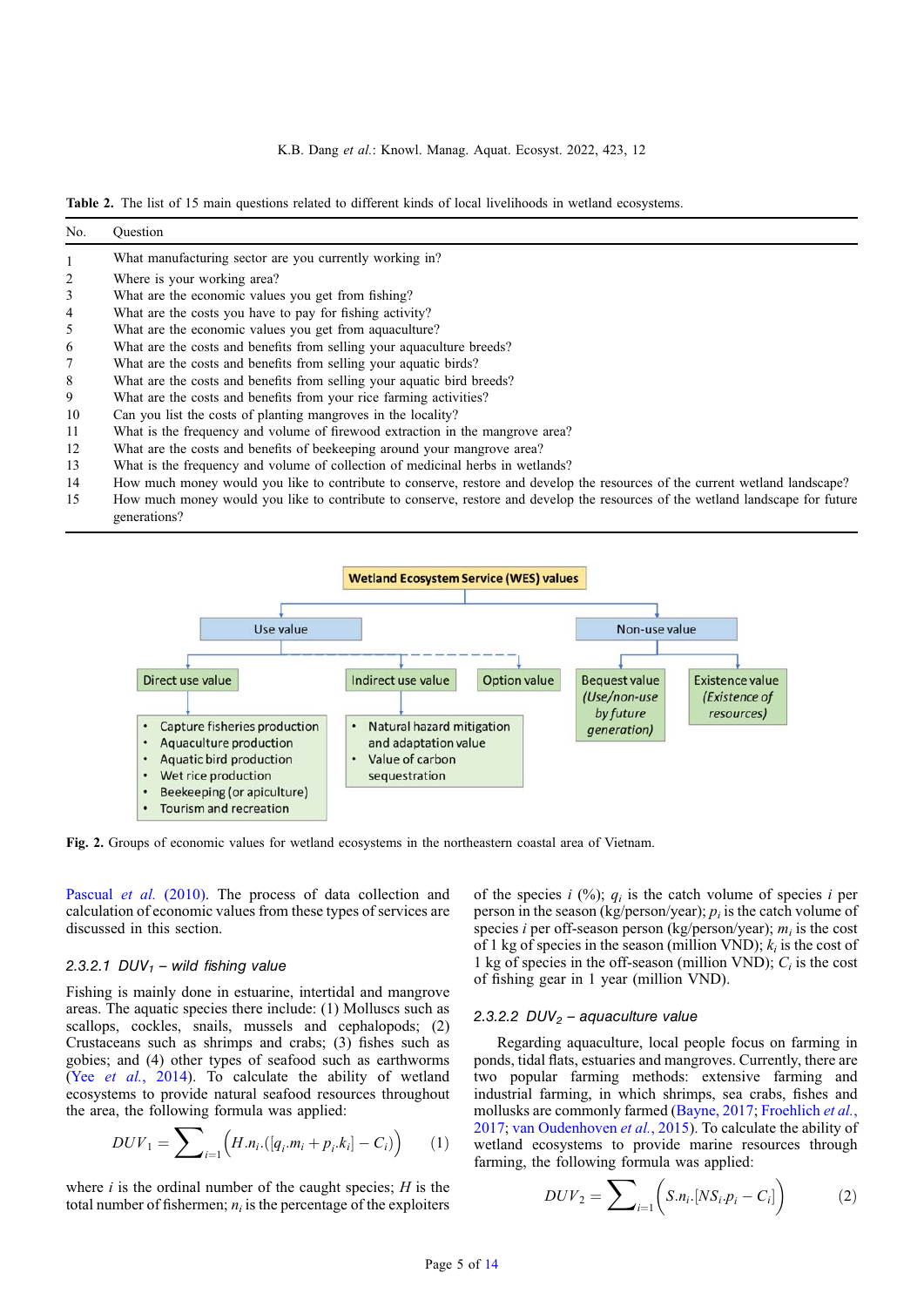**Table 2.** The list of 15 main questions related to different kinds of local livelihoods in wetland ecosystems.

| No. | Question |
|---|---|
| 1 | What manufacturing sector are you currently working in? |
| 2 | Where is your working area? |
| 3 | What are the economic values you get from fishing? |
| 4 | What are the costs you have to pay for fishing activity? |
| 5 | What are the economic values you get from aquaculture? |
| 6 | What are the costs and benefits from selling your aquaculture breeds? |
| 7 | What are the costs and benefits from selling your aquatic birds? |
| 8 | What are the costs and benefits from selling your aquatic bird breeds? |
| 9 | What are the costs and benefits from your rice farming activities? |
| 10 | Can you list the costs of planting mangroves in the locality? |
| 11 | What is the frequency and volume of firewood extraction in the mangrove area? |
| 12 | What are the costs and benefits of beekeeping around your mangrove area? |
| 13 | What is the frequency and volume of collection of medicinal herbs in wetlands? |
| 14 | How much money would you like to contribute to conserve, restore and develop the resources of the current wetland landscape? |
| 15 | How much money would you like to contribute to conserve, restore and develop the resources of the wetland landscape for future generations? |

Wetland Ecosystem Service (WES) values

Use value

Non-use value

Direct use value

Indirect use value

Option value

Bequest value (Use/non-use by future generation)

Existence value (Existence of resources)

- Capture fisheries production
- Aquaculture production
- Aquatic bird production
- Wet rice production
- Beekeeping (or apiculture)
- Tourism and recreation

- Natural hazard mitigation and adaptation value
- Value of carbon sequestration

**Fig. 2.** Groups of economic values for wetland ecosystems in the northeastern coastal area of Vietnam.

Pascual *et al.* (2010). The process of data collection and calculation of economic values from these types of services are discussed in this section.

#### 2.3.2.1 $DUV_1$ – wild fishing value

Fishing is mainly done in estuarine, intertidal and mangrove areas. The aquatic species there include: (1) Molluscs such as scallops, cockles, snails, mussels and cephalopods; (2) Crustaceans such as shrimps and crabs; (3) fishes such as gobies; and (4) other types of seafood such as earthworms (Yee *et al.*, 2014). To calculate the ability of wetland ecosystems to provide natural seafood resources throughout the area, the following formula was applied:

$$DUV_1 = \sum_{i=1} \left( H.n_i.([q_i.m_i + p_i.k_i] - C_i) \right) \quad (1)$$

where $i$ is the ordinal number of the caught species; $H$ is the total number of fishermen; $n_i$ is the percentage of the exploiters of the species $i$ (%); $q_i$ is the catch volume of species $i$ per person in the season (kg/person/year); $p_i$ is the catch volume of species $i$ per off-season person (kg/person/year); $m_i$ is the cost of 1 kg of species in the season (million VND); $k_i$ is the cost of 1 kg of species in the off-season (million VND); $C_i$ is the cost of fishing gear in 1 year (million VND).

#### 2.3.2.2 $DUV_2$ – aquaculture value

Regarding aquaculture, local people focus on farming in ponds, tidal flats, estuaries and mangroves. Currently, there are two popular farming methods: extensive farming and industrial farming, in which shrimps, sea crabs, fishes and mollusks are commonly farmed (Bayne, 2017; Froehlich *et al.*, 2017; van Oudenhoven *et al.*, 2015). To calculate the ability of wetland ecosystems to provide marine resources through farming, the following formula was applied:

$$DUV_2 = \sum_{i=1} \left( S.n_i.[NS_i.p_i - C_i] \right) \quad (2)$$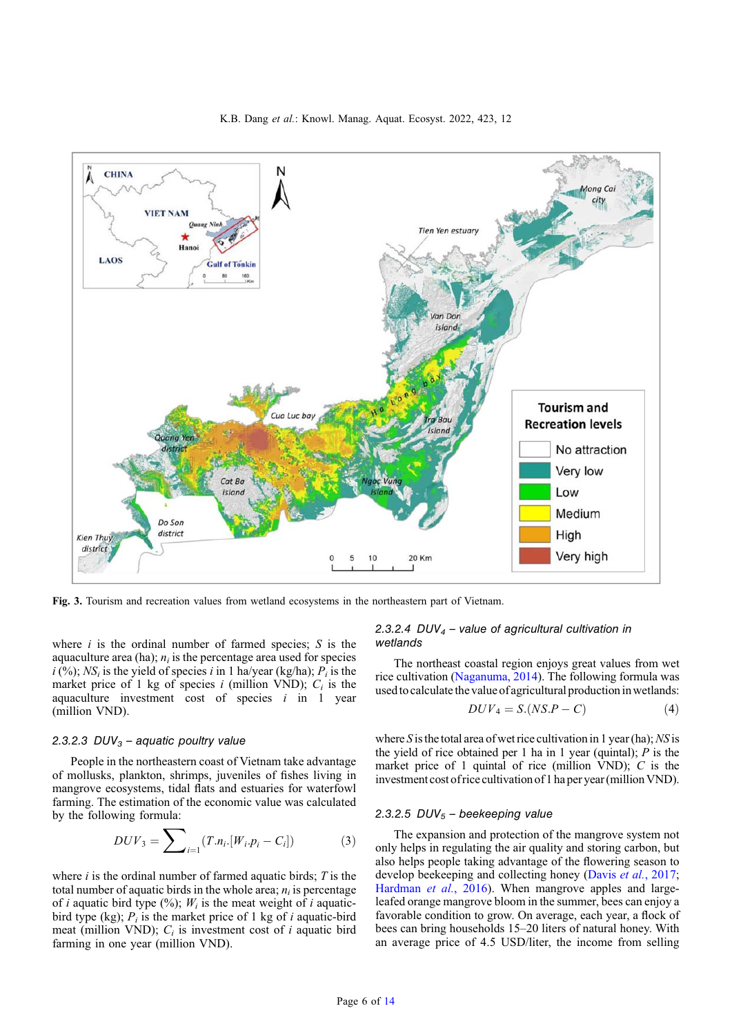CHINA

VIET NAM

LAOS

Quang Ninh

Hanoi

Gulf of Tonkin

0 80 160 Km

N

Mong Cai city

Tien Yen estuary

Van Don island

Ha Long bay

Cua Luc bay

Tra Bau island

Quang Yen district

Cat Ba island

Ngoc Vung island

Do Son district

Kien Thuy district

0 5 10 20 Km

Tourism and Recreation levels

No attraction

Very low

Low

Medium

High

Very high

**Fig. 3.** Tourism and recreation values from wetland ecosystems in the northeastern part of Vietnam.

where $i$ is the ordinal number of farmed species; $S$ is the aquaculture area (ha); $n_i$ is the percentage area used for species $i$ (%); $NS_i$ is the yield of species $i$ in 1 ha/year (kg/ha); $P_i$ is the market price of 1 kg of species $i$ (million VND); $C_i$ is the aquaculture investment cost of species $i$ in 1 year (million VND).

#### 2.3.2.3 $DUV_3$ – *aquatic poultry value*

People in the northeastern coast of Vietnam take advantage of mollusks, plankton, shrimps, juveniles of fishes living in mangrove ecosystems, tidal flats and estuaries for waterfowl farming. The estimation of the economic value was calculated by the following formula:

$$DUV_3 = \sum\nolimits_{i=1} (T.n_i.[W_i.p_i - C_i]) \tag{3}$$

where $i$ is the ordinal number of farmed aquatic birds; $T$ is the total number of aquatic birds in the whole area; $n_i$ is percentage of $i$ aquatic bird type (%); $W_i$ is the meat weight of $i$ aquatic-bird type (kg); $P_i$ is the market price of 1 kg of $i$ aquatic-bird meat (million VND); $C_i$ is investment cost of $i$ aquatic bird farming in one year (million VND).

#### 2.3.2.4 $DUV_4$ – *value of agricultural cultivation in wetlands*

The northeast coastal region enjoys great values from wet rice cultivation (Naganuma, 2014). The following formula was used to calculate the value of agricultural production in wetlands:

$$DUV_4 = S.(NS.P - C) \tag{4}$$

where $S$ is the total area of wet rice cultivation in 1 year (ha); $NS$ is the yield of rice obtained per 1 ha in 1 year (quintal); $P$ is the market price of 1 quintal of rice (million VND); $C$ is the investment cost of rice cultivation of 1 ha per year (million VND).

#### 2.3.2.5 $DUV_5$ – *beekeeping value*

The expansion and protection of the mangrove system not only helps in regulating the air quality and storing carbon, but also helps people taking advantage of the flowering season to develop beekeeping and collecting honey (Davis *et al.*, 2017; Hardman *et al.*, 2016). When mangrove apples and large-leafed orange mangrove bloom in the summer, bees can enjoy a favorable condition to grow. On average, each year, a flock of bees can bring households 15–20 liters of natural honey. With an average price of 4.5 USD/liter, the income from selling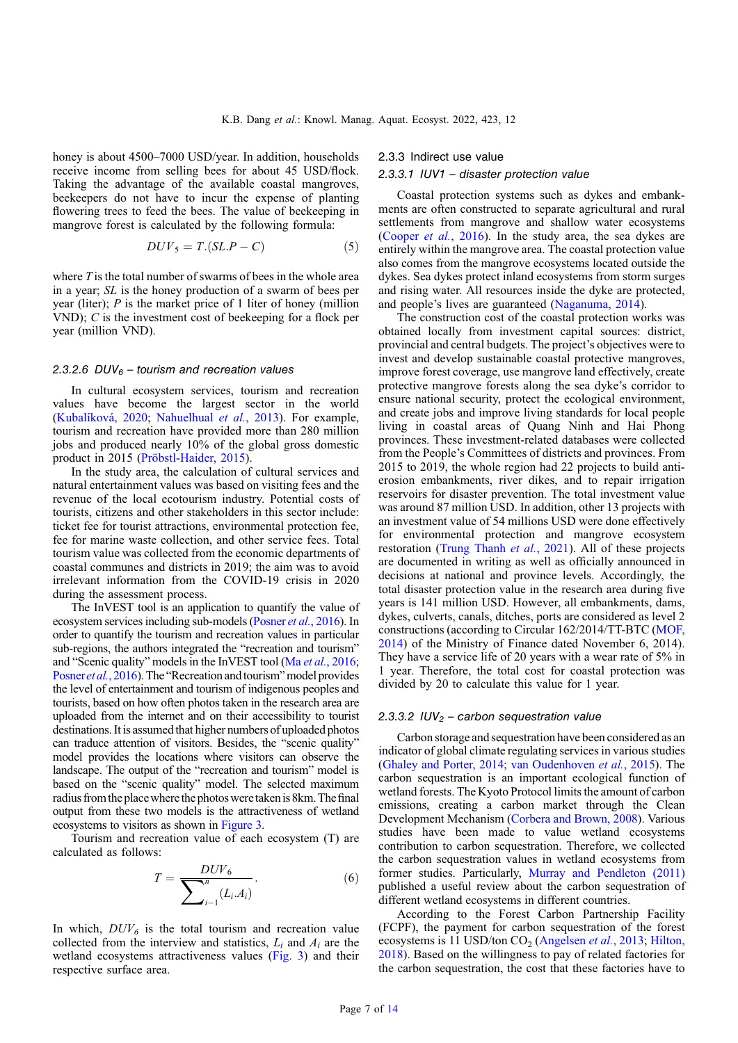honey is about 4500–7000 USD/year. In addition, households receive income from selling bees for about 45 USD/flock. Taking the advantage of the available coastal mangroves, beekeepers do not have to incur the expense of planting flowering trees to feed the bees. The value of beekeeping in mangrove forest is calculated by the following formula:

$$DUV_5 = T.(SL.P - C) \tag{5}$$

where $T$ is the total number of swarms of bees in the whole area in a year; $SL$ is the honey production of a swarm of bees per year (liter); $P$ is the market price of 1 liter of honey (million VND); $C$ is the investment cost of beekeeping for a flock per year (million VND).

#### 2.3.2.6 $DUV_6$ – tourism and recreation values

In cultural ecosystem services, tourism and recreation values have become the largest sector in the world (Kubalíková, 2020; Nahuelhual *et al.*, 2013). For example, tourism and recreation have provided more than 280 million jobs and produced nearly 10% of the global gross domestic product in 2015 (Pröbstl-Haider, 2015).

In the study area, the calculation of cultural services and natural entertainment values was based on visiting fees and the revenue of the local ecotourism industry. Potential costs of tourists, citizens and other stakeholders in this sector include: ticket fee for tourist attractions, environmental protection fee, fee for marine waste collection, and other service fees. Total tourism value was collected from the economic departments of coastal communes and districts in 2019; the aim was to avoid irrelevant information from the COVID-19 crisis in 2020 during the assessment process.

The InVEST tool is an application to quantify the value of ecosystem services including sub-models (Posner *et al.*, 2016). In order to quantify the tourism and recreation values in particular sub-regions, the authors integrated the "recreation and tourism" and "Scenic quality" models in the InVEST tool (Ma *et al.*, 2016; Posner *et al.*, 2016). The "Recreation and tourism" model provides the level of entertainment and tourism of indigenous peoples and tourists, based on how often photos taken in the research area are uploaded from the internet and on their accessibility to tourist destinations. It is assumed that higher numbers of uploaded photos can traduce attention of visitors. Besides, the "scenic quality" model provides the locations where visitors can observe the landscape. The output of the "recreation and tourism" model is based on the "scenic quality" model. The selected maximum radius from the place where the photos were taken is 8km. The final output from these two models is the attractiveness of wetland ecosystems to visitors as shown in Figure 3.

Tourism and recreation value of each ecosystem (T) are calculated as follows:

$$T = \frac{DUV_6}{\sum_{i-1}^{n}(L_i.A_i)}. \tag{6}$$

In which, $DUV_6$ is the total tourism and recreation value collected from the interview and statistics, $L_i$ and $A_i$ are the wetland ecosystems attractiveness values (Fig. 3) and their respective surface area.

### 2.3.3 Indirect use value

#### 2.3.3.1 IUV1 – disaster protection value

Coastal protection systems such as dykes and embankments are often constructed to separate agricultural and rural settlements from mangrove and shallow water ecosystems (Cooper *et al.*, 2016). In the study area, the sea dykes are entirely within the mangrove area. The coastal protection value also comes from the mangrove ecosystems located outside the dykes. Sea dykes protect inland ecosystems from storm surges and rising water. All resources inside the dyke are protected, and people's lives are guaranteed (Naganuma, 2014).

The construction cost of the coastal protection works was obtained locally from investment capital sources: district, provincial and central budgets. The project's objectives were to invest and develop sustainable coastal protective mangroves, improve forest coverage, use mangrove land effectively, create protective mangrove forests along the sea dyke's corridor to ensure national security, protect the ecological environment, and create jobs and improve living standards for local people living in coastal areas of Quang Ninh and Hai Phong provinces. These investment-related databases were collected from the People's Committees of districts and provinces. From 2015 to 2019, the whole region had 22 projects to build anti-erosion embankments, river dikes, and to repair irrigation reservoirs for disaster prevention. The total investment value was around 87 million USD. In addition, other 13 projects with an investment value of 54 millions USD were done effectively for environmental protection and mangrove ecosystem restoration (Trung Thanh *et al.*, 2021). All of these projects are documented in writing as well as officially announced in decisions at national and province levels. Accordingly, the total disaster protection value in the research area during five years is 141 million USD. However, all embankments, dams, dykes, culverts, canals, ditches, ports are considered as level 2 constructions (according to Circular 162/2014/TT-BTC (MOF, 2014) of the Ministry of Finance dated November 6, 2014). They have a service life of 20 years with a wear rate of 5% in 1 year. Therefore, the total cost for coastal protection was divided by 20 to calculate this value for 1 year.

#### 2.3.3.2 $IUV_2$ – carbon sequestration value

Carbon storage and sequestration have been considered as an indicator of global climate regulating services in various studies (Ghaley and Porter, 2014; van Oudenhoven *et al.*, 2015). The carbon sequestration is an important ecological function of wetland forests. The Kyoto Protocol limits the amount of carbon emissions, creating a carbon market through the Clean Development Mechanism (Corbera and Brown, 2008). Various studies have been made to value wetland ecosystems contribution to carbon sequestration. Therefore, we collected the carbon sequestration values in wetland ecosystems from former studies. Particularly, Murray and Pendleton (2011) published a useful review about the carbon sequestration of different wetland ecosystems in different countries.

According to the Forest Carbon Partnership Facility (FCPF), the payment for carbon sequestration of the forest ecosystems is 11 USD/ton $CO_2$ (Angelsen *et al.*, 2013; Hilton, 2018). Based on the willingness to pay of related factories for the carbon sequestration, the cost that these factories have to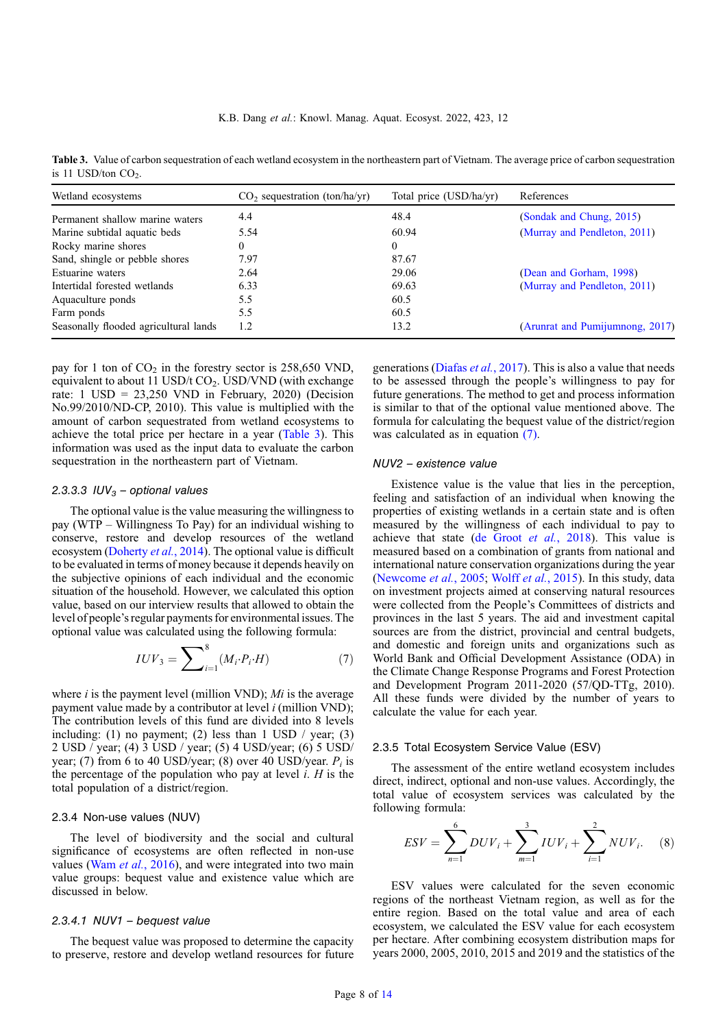**Table 3.** Value of carbon sequestration of each wetland ecosystem in the northeastern part of Vietnam. The average price of carbon sequestration is 11 USD/ton $CO_2$.

| Wetland ecosystems | $CO_2$ sequestration (ton/ha/yr) | Total price (USD/ha/yr) | References |
|---|---|---|---|
| Permanent shallow marine waters | 4.4 | 48.4 | (Sondak and Chung, 2015) |
| Marine subtidal aquatic beds | 5.54 | 60.94 | (Murray and Pendleton, 2011) |
| Rocky marine shores | 0 | 0 | |
| Sand, shingle or pebble shores | 7.97 | 87.67 | |
| Estuarine waters | 2.64 | 29.06 | (Dean and Gorham, 1998) |
| Intertidal forested wetlands | 6.33 | 69.63 | (Murray and Pendleton, 2011) |
| Aquaculture ponds | 5.5 | 60.5 | |
| Farm ponds | 5.5 | 60.5 | |
| Seasonally flooded agricultural lands | 1.2 | 13.2 | (Arunrat and Pumijumnong, 2017) |

pay for 1 ton of $CO_2$ in the forestry sector is 258,650 VND, equivalent to about 11 USD/t $CO_2$. USD/VND (with exchange rate: 1 USD = 23,250 VND in February, 2020) (Decision No.99/2010/ND-CP, 2010). This value is multiplied with the amount of carbon sequestrated from wetland ecosystems to achieve the total price per hectare in a year (Table 3). This information was used as the input data to evaluate the carbon sequestration in the northeastern part of Vietnam.

#### 2.3.3.3 $IUV_3$ – optional values

The optional value is the value measuring the willingness to pay (WTP – Willingness To Pay) for an individual wishing to conserve, restore and develop resources of the wetland ecosystem (Doherty *et al.*, 2014). The optional value is difficult to be evaluated in terms of money because it depends heavily on the subjective opinions of each individual and the economic situation of the household. However, we calculated this option value, based on our interview results that allowed to obtain the level of people's regular payments for environmental issues. The optional value was calculated using the following formula:

$$IUV_3 = \sum\nolimits_{i=1}^{8} (M_i \cdot P_i \cdot H) \quad (7)$$

where $i$ is the payment level (million VND); $Mi$ is the average payment value made by a contributor at level $i$ (million VND); The contribution levels of this fund are divided into 8 levels including: (1) no payment; (2) less than 1 USD / year; (3) 2 USD / year; (4) 3 USD / year; (5) 4 USD/year; (6) 5 USD/ year; (7) from 6 to 40 USD/year; (8) over 40 USD/year. $P_i$ is the percentage of the population who pay at level $i$. $H$ is the total population of a district/region.

### 2.3.4 Non-use values (NUV)

The level of biodiversity and the social and cultural significance of ecosystems are often reflected in non-use values (Wam *et al.*, 2016), and were integrated into two main value groups: bequest value and existence value which are discussed in below.

#### 2.3.4.1 NUV1 – bequest value

The bequest value was proposed to determine the capacity to preserve, restore and develop wetland resources for future generations (Diafas *et al.*, 2017). This is also a value that needs to be assessed through the people's willingness to pay for future generations. The method to get and process information is similar to that of the optional value mentioned above. The formula for calculating the bequest value of the district/region was calculated as in equation (7).

#### NUV2 – existence value

Existence value is the value that lies in the perception, feeling and satisfaction of an individual when knowing the properties of existing wetlands in a certain state and is often measured by the willingness of each individual to pay to achieve that state (de Groot *et al.*, 2018). This value is measured based on a combination of grants from national and international nature conservation organizations during the year (Newcome *et al.*, 2005; Wolff *et al.*, 2015). In this study, data on investment projects aimed at conserving natural resources were collected from the People's Committees of districts and provinces in the last 5 years. The aid and investment capital sources are from the district, provincial and central budgets, and domestic and foreign units and organizations such as World Bank and Official Development Assistance (ODA) in the Climate Change Response Programs and Forest Protection and Development Program 2011-2020 (57/QD-TTg, 2010). All these funds were divided by the number of years to calculate the value for each year.

### 2.3.5 Total Ecosystem Service Value (ESV)

The assessment of the entire wetland ecosystem includes direct, indirect, optional and non-use values. Accordingly, the total value of ecosystem services was calculated by the following formula:

$$ESV = \sum_{n=1}^{6} DUV_i + \sum_{m=1}^{3} IUV_i + \sum_{i=1}^{2} NUV_i. \quad (8)$$

ESV values were calculated for the seven economic regions of the northeast Vietnam region, as well as for the entire region. Based on the total value and area of each ecosystem, we calculated the ESV value for each ecosystem per hectare. After combining ecosystem distribution maps for years 2000, 2005, 2010, 2015 and 2019 and the statistics of the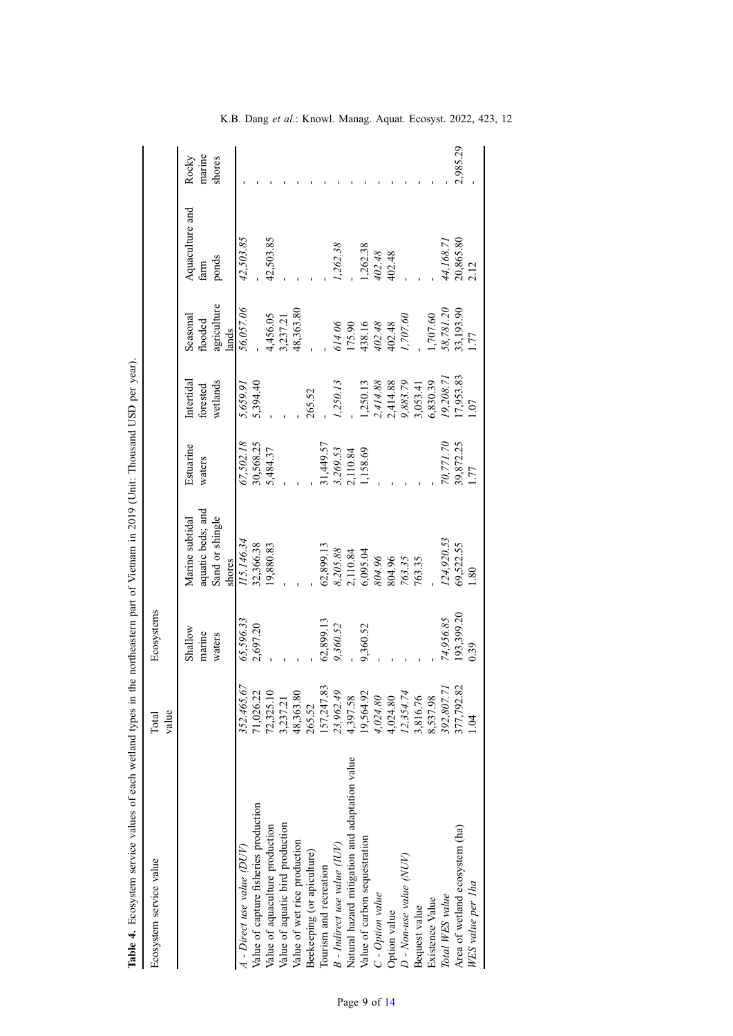**Table 4.** Ecosystem service values of each wetland types in the northeastern part of Vietnam in 2019 (Unit: Thousand USD per year).

| Ecosystem service value | Total value | Ecosystems | | | | | | |
|---|---|---|---|---|---|---|---|---|
| | | Shallow marine waters | Marine subtidal aquatic beds; and Sand or shingle shores | Estuarine waters | Intertidal forested wetlands | Seasonal flooded agriculture lands | Aquaculture and farm ponds | Rocky marine shores |
| *A - Direct use value (DUV)* | *352,465.67* | *65,596.33* | *115,146.34* | *67,502.18* | *5,659.91* | *56,057.06* | *42,503.85* | - |
| Value of capture fisheries production | 71,026.22 | 2,697.20 | 32,366.38 | 30,568.25 | 5,394.40 | - | - | - |
| Value of aquaculture production | 72,325.10 | - | 19,880.83 | 5,484.37 | - | 4,456.05 | 42,503.85 | - |
| Value of aquatic bird production | 3,237.21 | - | - | - | - | 3,237.21 | - | - |
| Value of wet rice production | 48,363.80 | - | - | - | - | 48,363.80 | - | - |
| Beekeeping (or apiculture) | 265.52 | - | - | - | 265.52 | - | - | - |
| Tourism and recreation | 157,247.83 | 62,899.13 | 62,899.13 | 31,449.57 | - | - | - | - |
| *B - Indirect use value (IUV)* | *23,962.49* | *9,360.52* | *8,205.88* | *3,269.53* | *1,250.13* | *614.06* | *1,262.38* | - |
| Natural hazard mitigation and adaptation value | 4,397.58 | - | 2,110.84 | 2,110.84 | - | 175.90 | - | - |
| Value of carbon sequestration | 19,564.92 | 9,360.52 | 6,095.04 | 1,158.69 | 1,250.13 | 438.16 | 1,262.38 | - |
| *C - Option value* | *4,024.80* | - | *804.96* | - | *2,414.88* | *402.48* | *402.48* | - |
| Option value | 4,024.80 | - | 804.96 | - | 2,414.88 | 402.48 | 402.48 | - |
| *D - Non-use value (NUV)* | *12,354.74* | - | *763.35* | - | *9,883.79* | *1,707.60* | - | - |
| Bequest value | 3,816.76 | - | 763.35 | - | 3,053.41 | - | - | - |
| Existence Value | 8,537.98 | - | - | - | 6,830.39 | 1,707.60 | - | - |
| *Total WES value* | *392,807.71* | *74,956.85* | *124,920.53* | *70,771.70* | *19,208.71* | *58,781.20* | *44,168.71* | - |
| Area of wetland ecosystem (ha) | 377,792.82 | 193,399.20 | 69,522.55 | 39,872.25 | 17,953.83 | 33,193.90 | 20,865.80 | 2,985.29 |
| *WES value per 1ha* | 1.04 | 0.39 | 1.80 | 1.77 | 1.07 | 1.77 | 2.12 | - |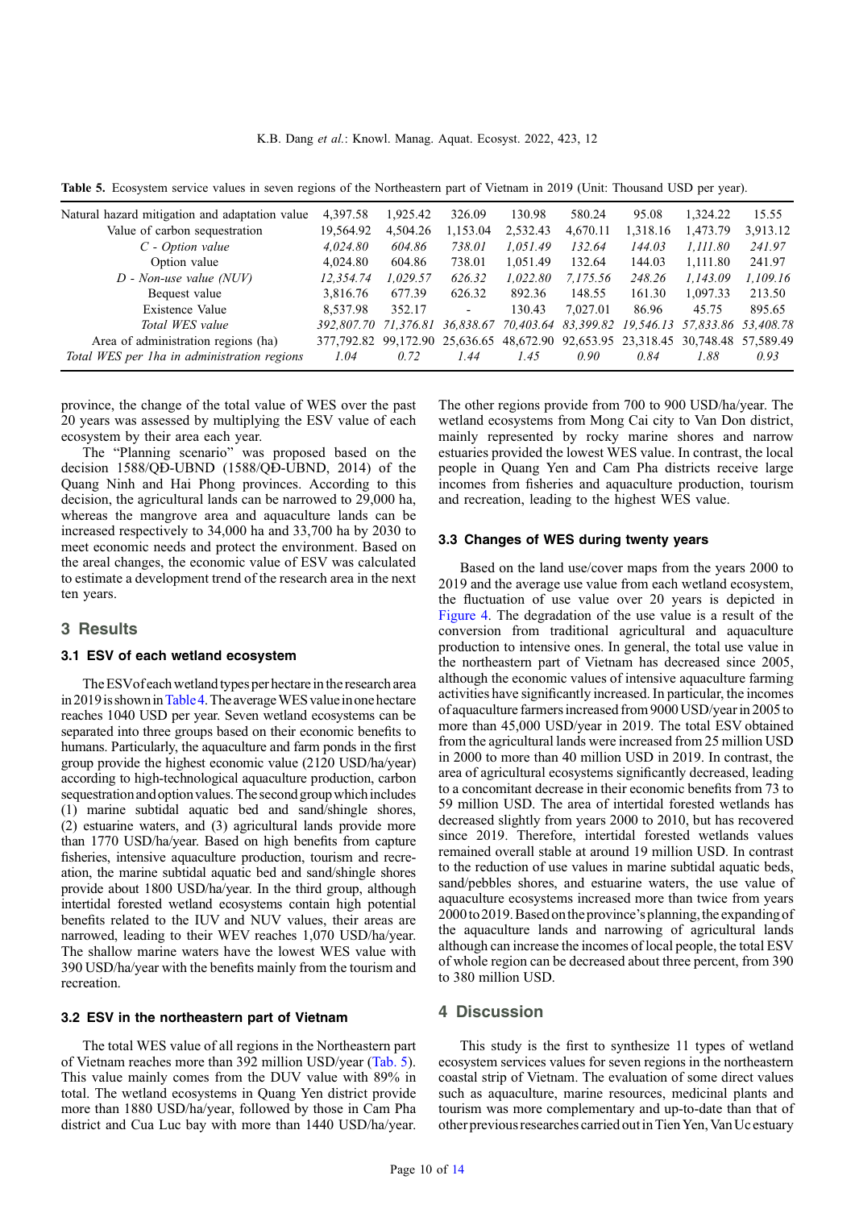Table 5. Ecosystem service values in seven regions of the Northeastern part of Vietnam in 2019 (Unit: Thousand USD per year).

| | | | | | | | | |
|---|---|---|---|---|---|---|---|---|
| Natural hazard mitigation and adaptation value | 4,397.58 | 1,925.42 | 326.09 | 130.98 | 580.24 | 95.08 | 1,324.22 | 15.55 |
| Value of carbon sequestration | 19,564.92 | 4,504.26 | 1,153.04 | 2,532.43 | 4,670.11 | 1,318.16 | 1,473.79 | 3,913.12 |
| *C - Option value* | *4,024.80* | *604.86* | *738.01* | *1,051.49* | *132.64* | *144.03* | *1,111.80* | *241.97* |
| Option value | 4,024.80 | 604.86 | 738.01 | 1,051.49 | 132.64 | 144.03 | 1,111.80 | 241.97 |
| *D - Non-use value (NUV)* | *12,354.74* | *1,029.57* | *626.32* | *1,022.80* | *7,175.56* | *248.26* | *1,143.09* | *1,109.16* |
| Bequest value | 3,816.76 | 677.39 | 626.32 | 892.36 | 148.55 | 161.30 | 1,097.33 | 213.50 |
| Existence Value | 8,537.98 | 352.17 | - | 130.43 | 7,027.01 | 86.96 | 45.75 | 895.65 |
| *Total WES value* | *392,807.70* | *71,376.81* | *36,838.67* | *70,403.64* | *83,399.82* | *19,546.13* | *57,833.86* | *53,408.78* |
| Area of administration regions (ha) | 377,792.82 | 99,172.90 | 25,636.65 | 48,672.90 | 92,653.95 | 23,318.45 | 30,748.48 | 57,589.49 |
| *Total WES per 1ha in administration regions* | *1.04* | *0.72* | *1.44* | *1.45* | *0.90* | *0.84* | *1.88* | *0.93* |

province, the change of the total value of WES over the past 20 years was assessed by multiplying the ESV value of each ecosystem by their area each year.

The "Planning scenario" was proposed based on the decision 1588/QĐ-UBND (1588/QĐ-UBND, 2014) of the Quang Ninh and Hai Phong provinces. According to this decision, the agricultural lands can be narrowed to 29,000 ha, whereas the mangrove area and aquaculture lands can be increased respectively to 34,000 ha and 33,700 ha by 2030 to meet economic needs and protect the environment. Based on the areal changes, the economic value of ESV was calculated to estimate a development trend of the research area in the next ten years.

## 3 Results

### 3.1 ESV of each wetland ecosystem

The ESV of each wetland types per hectare in the research area in 2019 is shown in Table 4. The average WES value in one hectare reaches 1040 USD per year. Seven wetland ecosystems can be separated into three groups based on their economic benefits to humans. Particularly, the aquaculture and farm ponds in the first group provide the highest economic value (2120 USD/ha/year) according to high-technological aquaculture production, carbon sequestration and option values. The second group which includes (1) marine subtidal aquatic bed and sand/shingle shores, (2) estuarine waters, and (3) agricultural lands provide more than 1770 USD/ha/year. Based on high benefits from capture fisheries, intensive aquaculture production, tourism and recreation, the marine subtidal aquatic bed and sand/shingle shores provide about 1800 USD/ha/year. In the third group, although intertidal forested wetland ecosystems contain high potential benefits related to the IUV and NUV values, their areas are narrowed, leading to their WEV reaches 1,070 USD/ha/year. The shallow marine waters have the lowest WES value with 390 USD/ha/year with the benefits mainly from the tourism and recreation.

### 3.2 ESV in the northeastern part of Vietnam

The total WES value of all regions in the Northeastern part of Vietnam reaches more than 392 million USD/year (Tab. 5). This value mainly comes from the DUV value with 89% in total. The wetland ecosystems in Quang Yen district provide more than 1880 USD/ha/year, followed by those in Cam Pha district and Cua Luc bay with more than 1440 USD/ha/year. The other regions provide from 700 to 900 USD/ha/year. The wetland ecosystems from Mong Cai city to Van Don district, mainly represented by rocky marine shores and narrow estuaries provided the lowest WES value. In contrast, the local people in Quang Yen and Cam Pha districts receive large incomes from fisheries and aquaculture production, tourism and recreation, leading to the highest WES value.

### 3.3 Changes of WES during twenty years

Based on the land use/cover maps from the years 2000 to 2019 and the average use value from each wetland ecosystem, the fluctuation of use value over 20 years is depicted in Figure 4. The degradation of the use value is a result of the conversion from traditional agricultural and aquaculture production to intensive ones. In general, the total use value in the northeastern part of Vietnam has decreased since 2005, although the economic values of intensive aquaculture farming activities have significantly increased. In particular, the incomes of aquaculture farmers increased from 9000 USD/year in 2005 to more than 45,000 USD/year in 2019. The total ESV obtained from the agricultural lands were increased from 25 million USD in 2000 to more than 40 million USD in 2019. In contrast, the area of agricultural ecosystems significantly decreased, leading to a concomitant decrease in their economic benefits from 73 to 59 million USD. The area of intertidal forested wetlands has decreased slightly from years 2000 to 2010, but has recovered since 2019. Therefore, intertidal forested wetlands values remained overall stable at around 19 million USD. In contrast to the reduction of use values in marine subtidal aquatic beds, sand/pebbles shores, and estuarine waters, the use value of aquaculture ecosystems increased more than twice from years 2000 to 2019. Based on the province's planning, the expanding of the aquaculture lands and narrowing of agricultural lands although can increase the incomes of local people, the total ESV of whole region can be decreased about three percent, from 390 to 380 million USD.

## 4 Discussion

This study is the first to synthesize 11 types of wetland ecosystem services values for seven regions in the northeastern coastal strip of Vietnam. The evaluation of some direct values such as aquaculture, marine resources, medicinal plants and tourism was more complementary and up-to-date than that of other previous researches carried out in Tien Yen, Van Uc estuary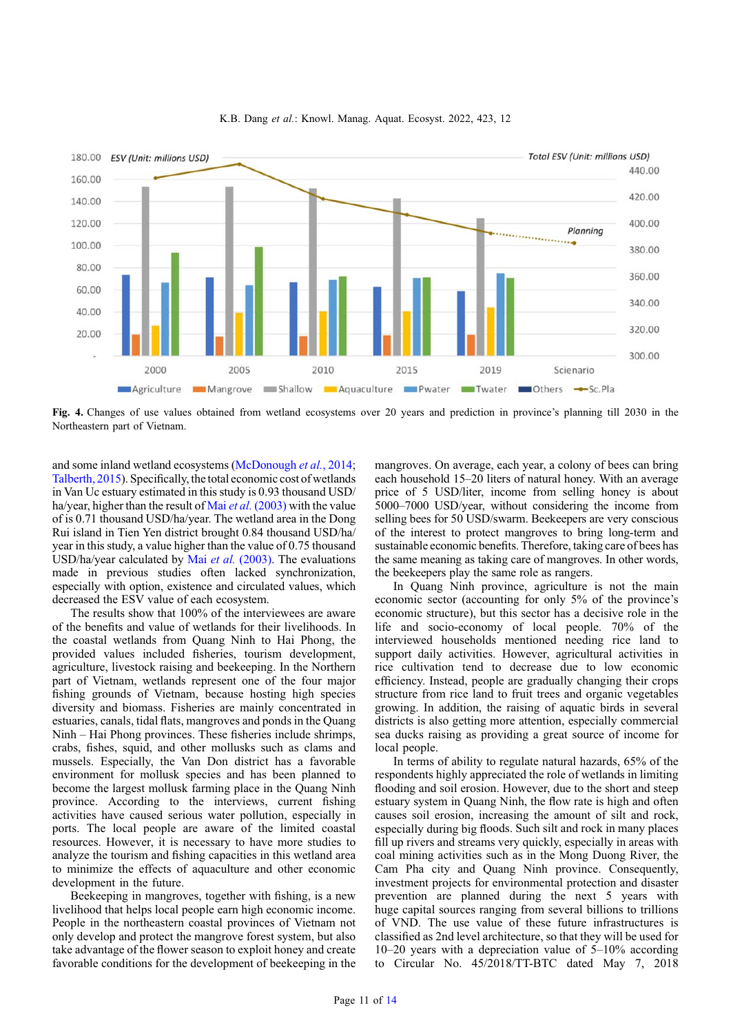180.00 ESV (Unit: millions USD)
160.00
140.00
120.00
100.00
80.00
60.00
40.00
20.00
-

Total ESV (Unit: millions USD)
440.00
420.00
400.00
380.00
360.00
340.00
320.00
300.00

Planning

2000 2005 2010 2015 2019 Scienario

Agriculture Mangrove Shallow Aquaculture Pwater Twater Others Sc.Pla

**Fig. 4.** Changes of use values obtained from wetland ecosystems over 20 years and prediction in province's planning till 2030 in the Northeastern part of Vietnam.

and some inland wetland ecosystems (McDonough *et al.*, 2014; Talberth, 2015). Specifically, the total economic cost of wetlands in Van Uc estuary estimated in this study is 0.93 thousand USD/ha/year, higher than the result of Mai *et al.* (2003) with the value of is 0.71 thousand USD/ha/year. The wetland area in the Dong Rui island in Tien Yen district brought 0.84 thousand USD/ha/year in this study, a value higher than the value of 0.75 thousand USD/ha/year calculated by Mai *et al.* (2003). The evaluations made in previous studies often lacked synchronization, especially with option, existence and circulated values, which decreased the ESV value of each ecosystem.

The results show that 100% of the interviewees are aware of the benefits and value of wetlands for their livelihoods. In the coastal wetlands from Quang Ninh to Hai Phong, the provided values included fisheries, tourism development, agriculture, livestock raising and beekeeping. In the Northern part of Vietnam, wetlands represent one of the four major fishing grounds of Vietnam, because hosting high species diversity and biomass. Fisheries are mainly concentrated in estuaries, canals, tidal flats, mangroves and ponds in the Quang Ninh – Hai Phong provinces. These fisheries include shrimps, crabs, fishes, squid, and other mollusks such as clams and mussels. Especially, the Van Don district has a favorable environment for mollusk species and has been planned to become the largest mollusk farming place in the Quang Ninh province. According to the interviews, current fishing activities have caused serious water pollution, especially in ports. The local people are aware of the limited coastal resources. However, it is necessary to have more studies to analyze the tourism and fishing capacities in this wetland area to minimize the effects of aquaculture and other economic development in the future.

Beekeeping in mangroves, together with fishing, is a new livelihood that helps local people earn high economic income. People in the northeastern coastal provinces of Vietnam not only develop and protect the mangrove forest system, but also take advantage of the flower season to exploit honey and create favorable conditions for the development of beekeeping in the mangroves. On average, each year, a colony of bees can bring each household 15–20 liters of natural honey. With an average price of 5 USD/liter, income from selling honey is about 5000–7000 USD/year, without considering the income from selling bees for 50 USD/swarm. Beekeepers are very conscious of the interest to protect mangroves to bring long-term and sustainable economic benefits. Therefore, taking care of bees has the same meaning as taking care of mangroves. In other words, the beekeepers play the same role as rangers.

In Quang Ninh province, agriculture is not the main economic sector (accounting for only 5% of the province's economic structure), but this sector has a decisive role in the life and socio-economy of local people. 70% of the interviewed households mentioned needing rice land to support daily activities. However, agricultural activities in rice cultivation tend to decrease due to low economic efficiency. Instead, people are gradually changing their crops structure from rice land to fruit trees and organic vegetables growing. In addition, the raising of aquatic birds in several districts is also getting more attention, especially commercial sea ducks raising as providing a great source of income for local people.

In terms of ability to regulate natural hazards, 65% of the respondents highly appreciated the role of wetlands in limiting flooding and soil erosion. However, due to the short and steep estuary system in Quang Ninh, the flow rate is high and often causes soil erosion, increasing the amount of silt and rock, especially during big floods. Such silt and rock in many places fill up rivers and streams very quickly, especially in areas with coal mining activities such as in the Mong Duong River, the Cam Pha city and Quang Ninh province. Consequently, investment projects for environmental protection and disaster prevention are planned during the next 5 years with huge capital sources ranging from several billions to trillions of VND. The use value of these future infrastructures is classified as 2nd level architecture, so that they will be used for 10–20 years with a depreciation value of 5–10% according to Circular No. 45/2018/TT-BTC dated May 7, 2018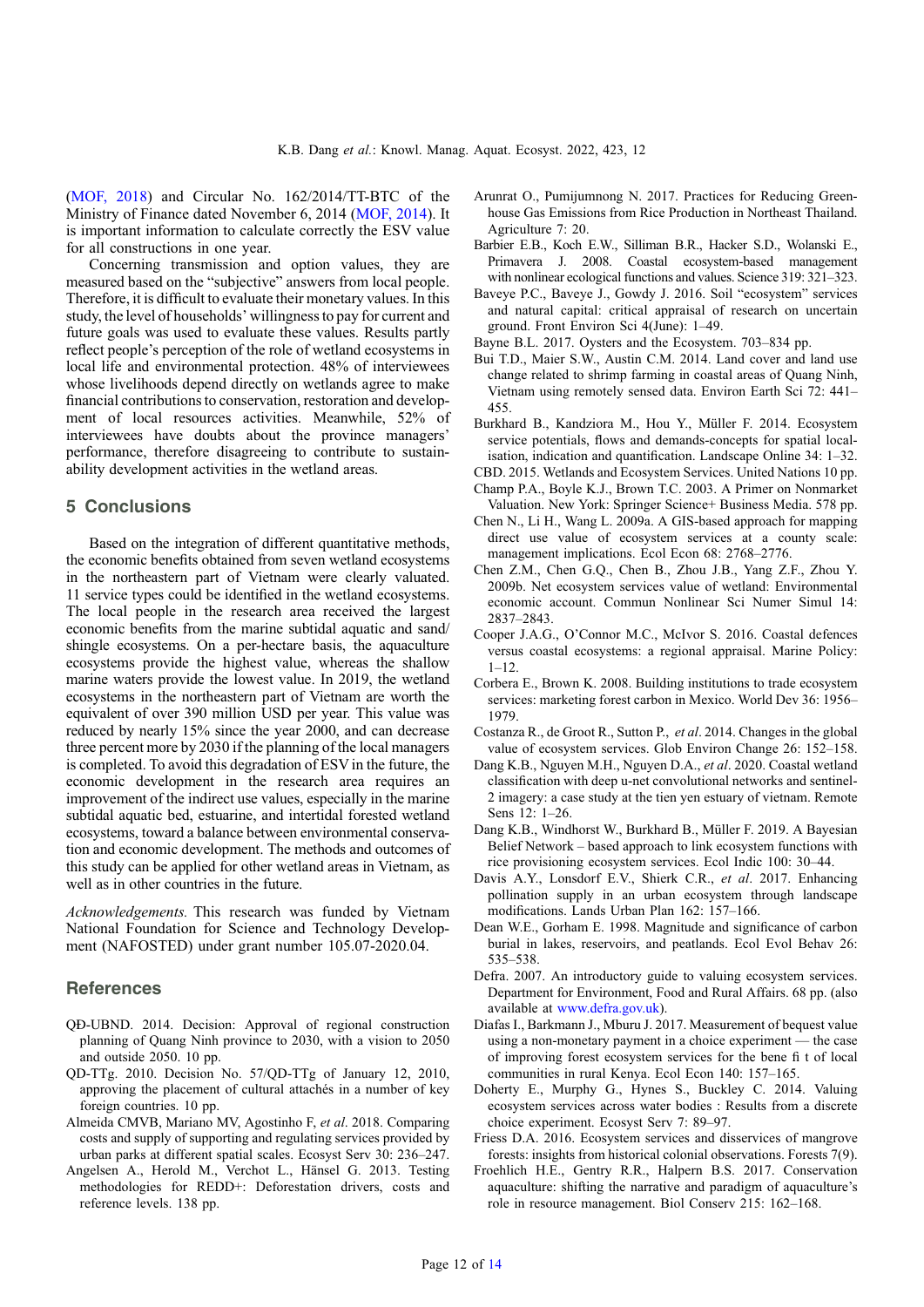(MOF, 2018) and Circular No. 162/2014/TT-BTC of the Ministry of Finance dated November 6, 2014 (MOF, 2014). It is important information to calculate correctly the ESV value for all constructions in one year.

Concerning transmission and option values, they are measured based on the "subjective" answers from local people. Therefore, it is difficult to evaluate their monetary values. In this study, the level of households' willingness to pay for current and future goals was used to evaluate these values. Results partly reflect people's perception of the role of wetland ecosystems in local life and environmental protection. 48% of interviewees whose livelihoods depend directly on wetlands agree to make financial contributions to conservation, restoration and development of local resources activities. Meanwhile, 52% of interviewees have doubts about the province managers' performance, therefore disagreeing to contribute to sustainability development activities in the wetland areas.

## 5 Conclusions

Based on the integration of different quantitative methods, the economic benefits obtained from seven wetland ecosystems in the northeastern part of Vietnam were clearly valuated. 11 service types could be identified in the wetland ecosystems. The local people in the research area received the largest economic benefits from the marine subtidal aquatic and sand/shingle ecosystems. On a per-hectare basis, the aquaculture ecosystems provide the highest value, whereas the shallow marine waters provide the lowest value. In 2019, the wetland ecosystems in the northeastern part of Vietnam are worth the equivalent of over 390 million USD per year. This value was reduced by nearly 15% since the year 2000, and can decrease three percent more by 2030 if the planning of the local managers is completed. To avoid this degradation of ESV in the future, the economic development in the research area requires an improvement of the indirect use values, especially in the marine subtidal aquatic bed, estuarine, and intertidal forested wetland ecosystems, toward a balance between environmental conservation and economic development. The methods and outcomes of this study can be applied for other wetland areas in Vietnam, as well as in other countries in the future.

*Acknowledgements.* This research was funded by Vietnam National Foundation for Science and Technology Development (NAFOSTED) under grant number 105.07-2020.04.

## References

QĐ-UBND. 2014. Decision: Approval of regional construction planning of Quang Ninh province to 2030, with a vision to 2050 and outside 2050. 10 pp.

QD-TTg. 2010. Decision No. 57/QD-TTg of January 12, 2010, approving the placement of cultural attachés in a number of key foreign countries. 10 pp.

Almeida CMVB, Mariano MV, Agostinho F, *et al*. 2018. Comparing costs and supply of supporting and regulating services provided by urban parks at different spatial scales. Ecosyst Serv 30: 236–247.

Angelsen A., Herold M., Verchot L., Hänsel G. 2013. Testing methodologies for REDD+: Deforestation drivers, costs and reference levels. 138 pp.

Arunrat O., Pumijumnong N. 2017. Practices for Reducing Greenhouse Gas Emissions from Rice Production in Northeast Thailand. Agriculture 7: 20.

Barbier E.B., Koch E.W., Silliman B.R., Hacker S.D., Wolanski E., Primavera J. 2008. Coastal ecosystem-based management with nonlinear ecological functions and values. Science 319: 321–323.

Baveye P.C., Baveye J., Gowdy J. 2016. Soil "ecosystem" services and natural capital: critical appraisal of research on uncertain ground. Front Environ Sci 4(June): 1–49.

Bayne B.L. 2017. Oysters and the Ecosystem. 703–834 pp.

Bui T.D., Maier S.W., Austin C.M. 2014. Land cover and land use change related to shrimp farming in coastal areas of Quang Ninh, Vietnam using remotely sensed data. Environ Earth Sci 72: 441–455.

Burkhard B., Kandziora M., Hou Y., Müller F. 2014. Ecosystem service potentials, flows and demands-concepts for spatial localisation, indication and quantification. Landscape Online 34: 1–32.

CBD. 2015. Wetlands and Ecosystem Services. United Nations 10 pp.

Champ P.A., Boyle K.J., Brown T.C. 2003. A Primer on Nonmarket Valuation. New York: Springer Science+ Business Media. 578 pp.

Chen N., Li H., Wang L. 2009a. A GIS-based approach for mapping direct use value of ecosystem services at a county scale: management implications. Ecol Econ 68: 2768–2776.

Chen Z.M., Chen G.Q., Chen B., Zhou J.B., Yang Z.F., Zhou Y. 2009b. Net ecosystem services value of wetland: Environmental economic account. Commun Nonlinear Sci Numer Simul 14: 2837–2843.

Cooper J.A.G., O'Connor M.C., McIvor S. 2016. Coastal defences versus coastal ecosystems: a regional appraisal. Marine Policy: 1–12.

Corbera E., Brown K. 2008. Building institutions to trade ecosystem services: marketing forest carbon in Mexico. World Dev 36: 1956–1979.

Costanza R., de Groot R., Sutton P., *et al*. 2014. Changes in the global value of ecosystem services. Glob Environ Change 26: 152–158.

Dang K.B., Nguyen M.H., Nguyen D.A., *et al*. 2020. Coastal wetland classification with deep u-net convolutional networks and sentinel-2 imagery: a case study at the tien yen estuary of vietnam. Remote Sens 12: 1–26.

Dang K.B., Windhorst W., Burkhard B., Müller F. 2019. A Bayesian Belief Network – based approach to link ecosystem functions with rice provisioning ecosystem services. Ecol Indic 100: 30–44.

Davis A.Y., Lonsdorf E.V., Shierk C.R., *et al*. 2017. Enhancing pollination supply in an urban ecosystem through landscape modifications. Lands Urban Plan 162: 157–166.

Dean W.E., Gorham E. 1998. Magnitude and significance of carbon burial in lakes, reservoirs, and peatlands. Ecol Evol Behav 26: 535–538.

Defra. 2007. An introductory guide to valuing ecosystem services. Department for Environment, Food and Rural Affairs. 68 pp. (also available at www.defra.gov.uk).

Diafas I., Barkmann J., Mburu J. 2017. Measurement of bequest value using a non-monetary payment in a choice experiment — the case of improving forest ecosystem services for the bene fi t of local communities in rural Kenya. Ecol Econ 140: 157–165.

Doherty E., Murphy G., Hynes S., Buckley C. 2014. Valuing ecosystem services across water bodies : Results from a discrete choice experiment. Ecosyst Serv 7: 89–97.

Friess D.A. 2016. Ecosystem services and disservices of mangrove forests: insights from historical colonial observations. Forests 7(9).

Froehlich H.E., Gentry R.R., Halpern B.S. 2017. Conservation aquaculture: shifting the narrative and paradigm of aquaculture's role in resource management. Biol Conserv 215: 162–168.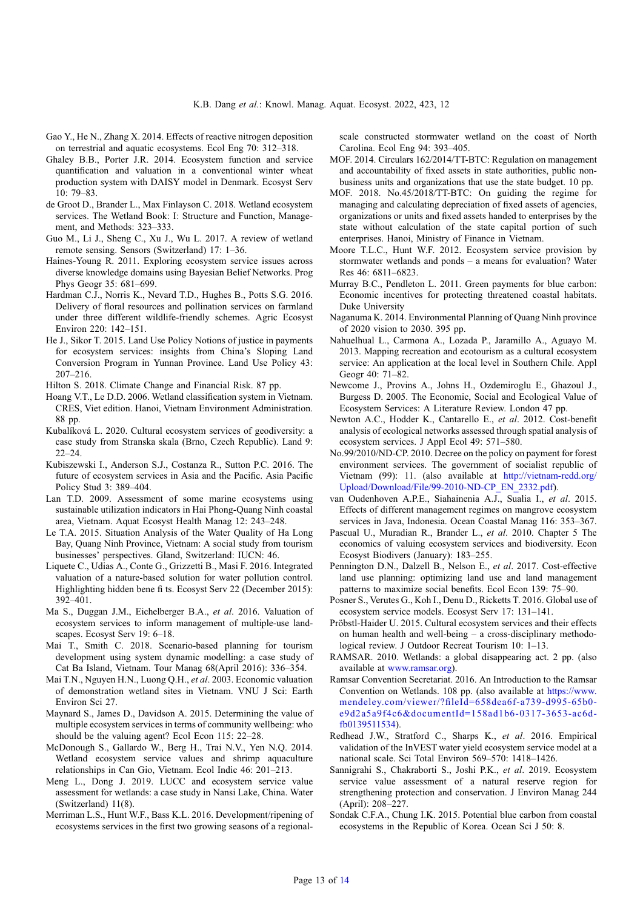Gao Y., He N., Zhang X. 2014. Effects of reactive nitrogen deposition on terrestrial and aquatic ecosystems. Ecol Eng 70: 312–318.

Ghaley B.B., Porter J.R. 2014. Ecosystem function and service quantification and valuation in a conventional winter wheat production system with DAISY model in Denmark. Ecosyst Serv 10: 79–83.

de Groot D., Brander L., Max Finlayson C. 2018. Wetland ecosystem services. The Wetland Book: I: Structure and Function, Management, and Methods: 323–333.

Guo M., Li J., Sheng C., Xu J., Wu L. 2017. A review of wetland remote sensing. Sensors (Switzerland) 17: 1–36.

Haines-Young R. 2011. Exploring ecosystem service issues across diverse knowledge domains using Bayesian Belief Networks. Prog Phys Geogr 35: 681–699.

Hardman C.J., Norris K., Nevard T.D., Hughes B., Potts S.G. 2016. Delivery of floral resources and pollination services on farmland under three different wildlife-friendly schemes. Agric Ecosyst Environ 220: 142–151.

He J., Sikor T. 2015. Land Use Policy Notions of justice in payments for ecosystem services: insights from China's Sloping Land Conversion Program in Yunnan Province. Land Use Policy 43: 207–216.

Hilton S. 2018. Climate Change and Financial Risk. 87 pp.

Hoang V.T., Le D.D. 2006. Wetland classification system in Vietnam. CRES, Viet edition. Hanoi, Vietnam Environment Administration. 88 pp.

Kubalíková L. 2020. Cultural ecosystem services of geodiversity: a case study from Stranska skala (Brno, Czech Republic). Land 9: 22–24.

Kubiszewski I., Anderson S.J., Costanza R., Sutton P.C. 2016. The future of ecosystem services in Asia and the Pacific. Asia Pacific Policy Stud 3: 389–404.

Lan T.D. 2009. Assessment of some marine ecosystems using sustainable utilization indicators in Hai Phong-Quang Ninh coastal area, Vietnam. Aquat Ecosyst Health Manag 12: 243–248.

Le T.A. 2015. Situation Analysis of the Water Quality of Ha Long Bay, Quang Ninh Province, Vietnam: A social study from tourism businesses' perspectives. Gland, Switzerland: IUCN: 46.

Liquete C., Udias A., Conte G., Grizzetti B., Masi F. 2016. Integrated valuation of a nature-based solution for water pollution control. Highlighting hidden bene fi ts. Ecosyst Serv 22 (December 2015): 392–401.

Ma S., Duggan J.M., Eichelberger B.A., *et al*. 2016. Valuation of ecosystem services to inform management of multiple-use landscapes. Ecosyst Serv 19: 6–18.

Mai T., Smith C. 2018. Scenario-based planning for tourism development using system dynamic modelling: a case study of Cat Ba Island, Vietnam. Tour Manag 68(April 2016): 336–354.

Mai T.N., Nguyen H.N., Luong Q.H., *et al*. 2003. Economic valuation of demonstration wetland sites in Vietnam. VNU J Sci: Earth Environ Sci 27.

Maynard S., James D., Davidson A. 2015. Determining the value of multiple ecosystem services in terms of community wellbeing: who should be the valuing agent? Ecol Econ 115: 22–28.

McDonough S., Gallardo W., Berg H., Trai N.V., Yen N.Q. 2014. Wetland ecosystem service values and shrimp aquaculture relationships in Can Gio, Vietnam. Ecol Indic 46: 201–213.

Meng L., Dong J. 2019. LUCC and ecosystem service value assessment for wetlands: a case study in Nansi Lake, China. Water (Switzerland) 11(8).

Merriman L.S., Hunt W.F., Bass K.L. 2016. Development/ripening of ecosystems services in the first two growing seasons of a regional-scale constructed stormwater wetland on the coast of North Carolina. Ecol Eng 94: 393–405.

MOF. 2014. Circulars 162/2014/TT-BTC: Regulation on management and accountability of fixed assets in state authorities, public non-business units and organizations that use the state budget. 10 pp.

MOF. 2018. No.45/2018/TT-BTC: On guiding the regime for managing and calculating depreciation of fixed assets of agencies, organizations or units and fixed assets handed to enterprises by the state without calculation of the state capital portion of such enterprises. Hanoi, Ministry of Finance in Vietnam.

Moore T.L.C., Hunt W.F. 2012. Ecosystem service provision by stormwater wetlands and ponds – a means for evaluation? Water Res 46: 6811–6823.

Murray B.C., Pendleton L. 2011. Green payments for blue carbon: Economic incentives for protecting threatened coastal habitats. Duke University

Naganuma K. 2014. Environmental Planning of Quang Ninh province of 2020 vision to 2030. 395 pp.

Nahuelhual L., Carmona A., Lozada P., Jaramillo A., Aguayo M. 2013. Mapping recreation and ecotourism as a cultural ecosystem service: An application at the local level in Southern Chile. Appl Geogr 40: 71–82.

Newcome J., Provins A., Johns H., Ozdemiroglu E., Ghazoul J., Burgess D. 2005. The Economic, Social and Ecological Value of Ecosystem Services: A Literature Review. London 47 pp.

Newton A.C., Hodder K., Cantarello E., *et al*. 2012. Cost-benefit analysis of ecological networks assessed through spatial analysis of ecosystem services. J Appl Ecol 49: 571–580.

No.99/2010/ND-CP. 2010. Decree on the policy on payment for forest environment services. The government of socialist republic of Vietnam (99): 11. (also available at http://vietnam-redd.org/Upload/Download/File/99-2010-ND-CP_EN_2332.pdf).

van Oudenhoven A.P.E., Siahainenia A.J., Sualia I., *et al*. 2015. Effects of different management regimes on mangrove ecosystem services in Java, Indonesia. Ocean Coastal Manag 116: 353–367.

Pascual U., Muradian R., Brander L., *et al*. 2010. Chapter 5 The economics of valuing ecosystem services and biodiversity. Econ Ecosyst Biodivers (January): 183–255.

Pennington D.N., Dalzell B., Nelson E., *et al*. 2017. Cost-effective land use planning: optimizing land use and land management patterns to maximize social benefits. Ecol Econ 139: 75–90.

Posner S., Verutes G., Koh I., Denu D., Ricketts T. 2016. Global use of ecosystem service models. Ecosyst Serv 17: 131–141.

Pröbstl-Haider U. 2015. Cultural ecosystem services and their effects on human health and well-being – a cross-disciplinary methodological review. J Outdoor Recreat Tourism 10: 1–13.

RAMSAR. 2010. Wetlands: a global disappearing act. 2 pp. (also available at www.ramsar.org).

Ramsar Convention Secretariat. 2016. An Introduction to the Ramsar Convention on Wetlands. 108 pp. (also available at https://www.mendeley.com/viewer/?fileId=658dea6f-a739-d995-65b0-e9d2a5a9f4c6&documentId=158ad1b6-0317-3653-ac6d-fb0139511534).

Redhead J.W., Stratford C., Sharps K., *et al*. 2016. Empirical validation of the InVEST water yield ecosystem service model at a national scale. Sci Total Environ 569–570: 1418–1426.

Sannigrahi S., Chakraborti S., Joshi P.K., *et al*. 2019. Ecosystem service value assessment of a natural reserve region for strengthening protection and conservation. J Environ Manag 244 (April): 208–227.

Sondak C.F.A., Chung I.K. 2015. Potential blue carbon from coastal ecosystems in the Republic of Korea. Ocean Sci J 50: 8.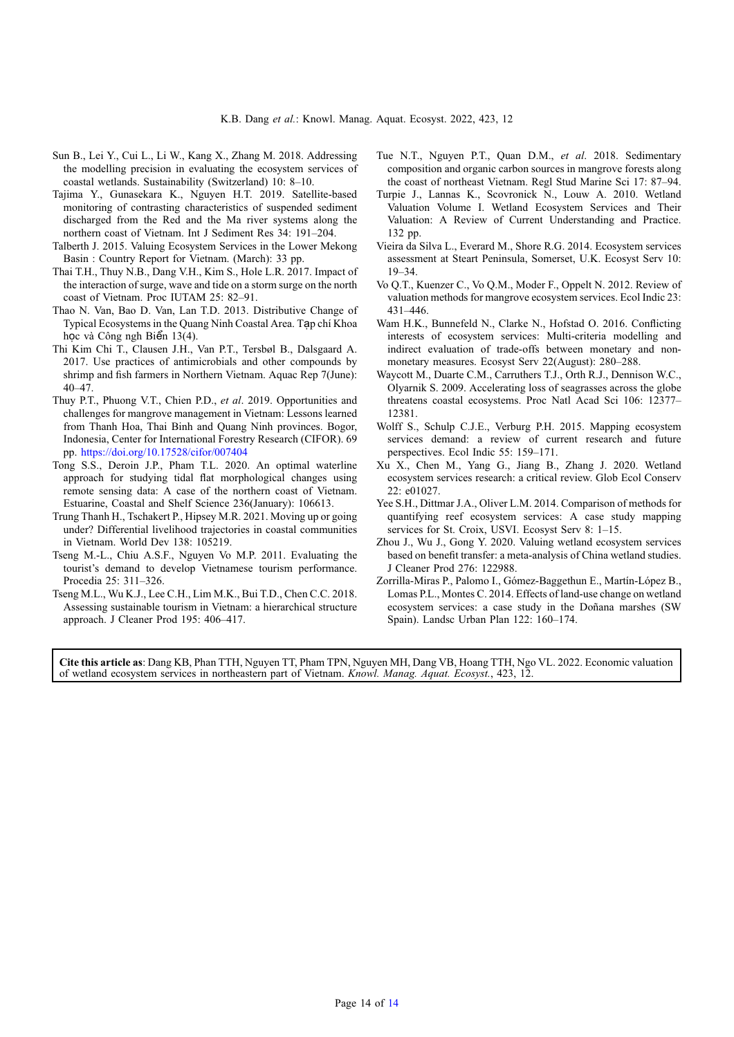Sun B., Lei Y., Cui L., Li W., Kang X., Zhang M. 2018. Addressing the modelling precision in evaluating the ecosystem services of coastal wetlands. Sustainability (Switzerland) 10: 8–10.

Tajima Y., Gunasekara K., Nguyen H.T. 2019. Satellite-based monitoring of contrasting characteristics of suspended sediment discharged from the Red and the Ma river systems along the northern coast of Vietnam. Int J Sediment Res 34: 191–204.

Talberth J. 2015. Valuing Ecosystem Services in the Lower Mekong Basin : Country Report for Vietnam. (March): 33 pp.

Thai T.H., Thuy N.B., Dang V.H., Kim S., Hole L.R. 2017. Impact of the interaction of surge, wave and tide on a storm surge on the north coast of Vietnam. Proc IUTAM 25: 82–91.

Thao N. Van, Bao D. Van, Lan T.D. 2013. Distributive Change of Typical Ecosystems in the Quang Ninh Coastal Area. Tạp chí Khoa học và Công nghệ Biển 13(4).

Thi Kim Chi T., Clausen J.H., Van P.T., Tersbøl B., Dalsgaard A. 2017. Use practices of antimicrobials and other compounds by shrimp and fish farmers in Northern Vietnam. Aquac Rep 7(June): 40–47.

Thuy P.T., Phuong V.T., Chien P.D., *et al*. 2019. Opportunities and challenges for mangrove management in Vietnam: Lessons learned from Thanh Hoa, Thai Binh and Quang Ninh provinces. Bogor, Indonesia, Center for International Forestry Research (CIFOR). 69 pp. https://doi.org/10.17528/cifor/007404

Tong S.S., Deroin J.P., Pham T.L. 2020. An optimal waterline approach for studying tidal flat morphological changes using remote sensing data: A case of the northern coast of Vietnam. Estuarine, Coastal and Shelf Science 236(January): 106613.

Trung Thanh H., Tschakert P., Hipsey M.R. 2021. Moving up or going under? Differential livelihood trajectories in coastal communities in Vietnam. World Dev 138: 105219.

Tseng M.-L., Chiu A.S.F., Nguyen Vo M.P. 2011. Evaluating the tourist's demand to develop Vietnamese tourism performance. Procedia 25: 311–326.

Tseng M.L., Wu K.J., Lee C.H., Lim M.K., Bui T.D., Chen C.C. 2018. Assessing sustainable tourism in Vietnam: a hierarchical structure approach. J Cleaner Prod 195: 406–417.

Tue N.T., Nguyen P.T., Quan D.M., *et al*. 2018. Sedimentary composition and organic carbon sources in mangrove forests along the coast of northeast Vietnam. Regl Stud Marine Sci 17: 87–94.

Turpie J., Lannas K., Scovronick N., Louw A. 2010. Wetland Valuation Volume I. Wetland Ecosystem Services and Their Valuation: A Review of Current Understanding and Practice. 132 pp.

Vieira da Silva L., Everard M., Shore R.G. 2014. Ecosystem services assessment at Steart Peninsula, Somerset, U.K. Ecosyst Serv 10: 19–34.

Vo Q.T., Kuenzer C., Vo Q.M., Moder F., Oppelt N. 2012. Review of valuation methods for mangrove ecosystem services. Ecol Indic 23: 431–446.

Wam H.K., Bunnefeld N., Clarke N., Hofstad O. 2016. Conflicting interests of ecosystem services: Multi-criteria modelling and indirect evaluation of trade-offs between monetary and non-monetary measures. Ecosyst Serv 22(August): 280–288.

Waycott M., Duarte C.M., Carruthers T.J., Orth R.J., Dennison W.C., Olyarnik S. 2009. Accelerating loss of seagrasses across the globe threatens coastal ecosystems. Proc Natl Acad Sci 106: 12377–12381.

Wolff S., Schulp C.J.E., Verburg P.H. 2015. Mapping ecosystem services demand: a review of current research and future perspectives. Ecol Indic 55: 159–171.

Xu X., Chen M., Yang G., Jiang B., Zhang J. 2020. Wetland ecosystem services research: a critical review. Glob Ecol Conserv 22: e01027.

Yee S.H., Dittmar J.A., Oliver L.M. 2014. Comparison of methods for quantifying reef ecosystem services: A case study mapping services for St. Croix, USVI. Ecosyst Serv 8: 1–15.

Zhou J., Wu J., Gong Y. 2020. Valuing wetland ecosystem services based on benefit transfer: a meta-analysis of China wetland studies. J Cleaner Prod 276: 122988.

Zorrilla-Miras P., Palomo I., Gómez-Baggethun E., Martín-López B., Lomas P.L., Montes C. 2014. Effects of land-use change on wetland ecosystem services: a case study in the Doñana marshes (SW Spain). Landsc Urban Plan 122: 160–174.

**Cite this article as**: Dang KB, Phan TTH, Nguyen TT, Pham TPN, Nguyen MH, Dang VB, Hoang TTH, Ngo VL. 2022. Economic valuation of wetland ecosystem services in northeastern part of Vietnam. *Knowl. Manag. Aquat. Ecosyst.*, 423, 12.